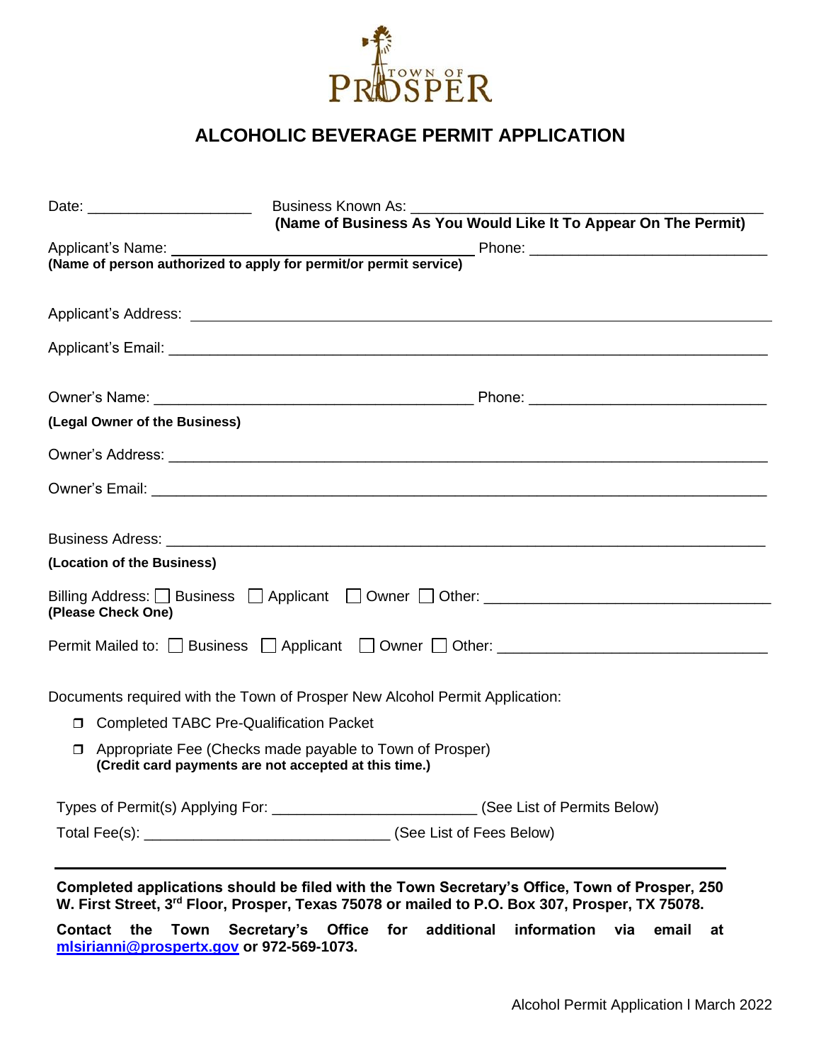TOWN OF PROSPER

# ALCOHOLIC BEVERAGE PERMIT APPLICATION

Date: ____________________ Business Known As: ____________________________________________
**(Name of Business As You Would Like It To Appear On The Permit)**

Applicant's Name: ____________________________________ Phone: ____________________________
**(Name of person authorized to apply for permit/or permit service)**

Applicant's Address: ____________________________________________________________________

Applicant's Email: ______________________________________________________________________

Owner's Name: ______________________________________ Phone: ____________________________
**(Legal Owner of the Business)**

Owner's Address: _______________________________________________________________________

Owner's Email: _________________________________________________________________________

Business Adress: _______________________________________________________________________
**(Location of the Business)**

Billing Address: ☐ Business ☐ Applicant ☐ Owner ☐ Other: __________________________________
**(Please Check One)**

Permit Mailed to: ☐ Business ☐ Applicant ☐ Owner ☐ Other: ________________________________

Documents required with the Town of Prosper New Alcohol Permit Application:

- ☐ Completed TABC Pre-Qualification Packet
- ☐ Appropriate Fee (Checks made payable to Town of Prosper)
  **(Credit card payments are not accepted at this time.)**

Types of Permit(s) Applying For: ________________________ (See List of Permits Below)

Total Fee(s): _____________________________ (See List of Fees Below)

---

**Completed applications should be filed with the Town Secretary's Office, Town of Prosper, 250 W. First Street, 3rd Floor, Prosper, Texas 75078 or mailed to P.O. Box 307, Prosper, TX 75078.**

**Contact the Town Secretary's Office for additional information via email at [mlsirianni@prospertx.gov](mailto:mlsirianni@prospertx.gov) or 972-569-1073.**

Alcohol Permit Application l March 2022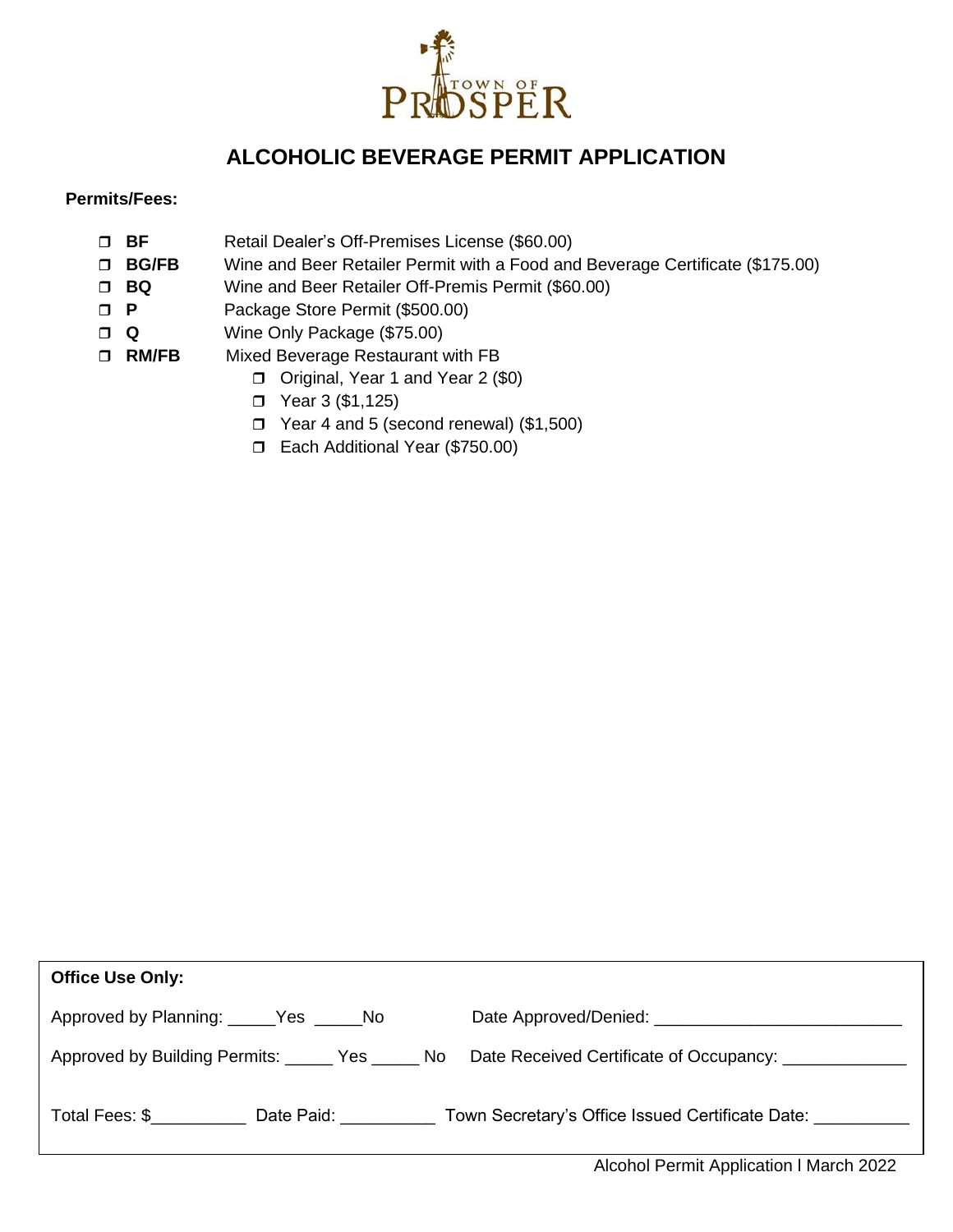TOWN OF PROSPER

# ALCOHOLIC BEVERAGE PERMIT APPLICATION

**Permits/Fees:**

- ☐ **BF** Retail Dealer's Off-Premises License ($60.00)
- ☐ **BG/FB** Wine and Beer Retailer Permit with a Food and Beverage Certificate ($175.00)
- ☐ **BQ** Wine and Beer Retailer Off-Premis Permit ($60.00)
- ☐ **P** Package Store Permit ($500.00)
- ☐ **Q** Wine Only Package ($75.00)
- ☐ **RM/FB** Mixed Beverage Restaurant with FB
  - ☐ Original, Year 1 and Year 2 ($0)
  - ☐ Year 3 ($1,125)
  - ☐ Year 4 and 5 (second renewal) ($1,500)
  - ☐ Each Additional Year ($750.00)

**Office Use Only:**

Approved by Planning: _____Yes _____No Date Approved/Denied: __________________________

Approved by Building Permits: _____ Yes _____ No Date Received Certificate of Occupancy: _____________

Total Fees: $__________ Date Paid: __________ Town Secretary's Office Issued Certificate Date: __________

Alcohol Permit Application l March 2022